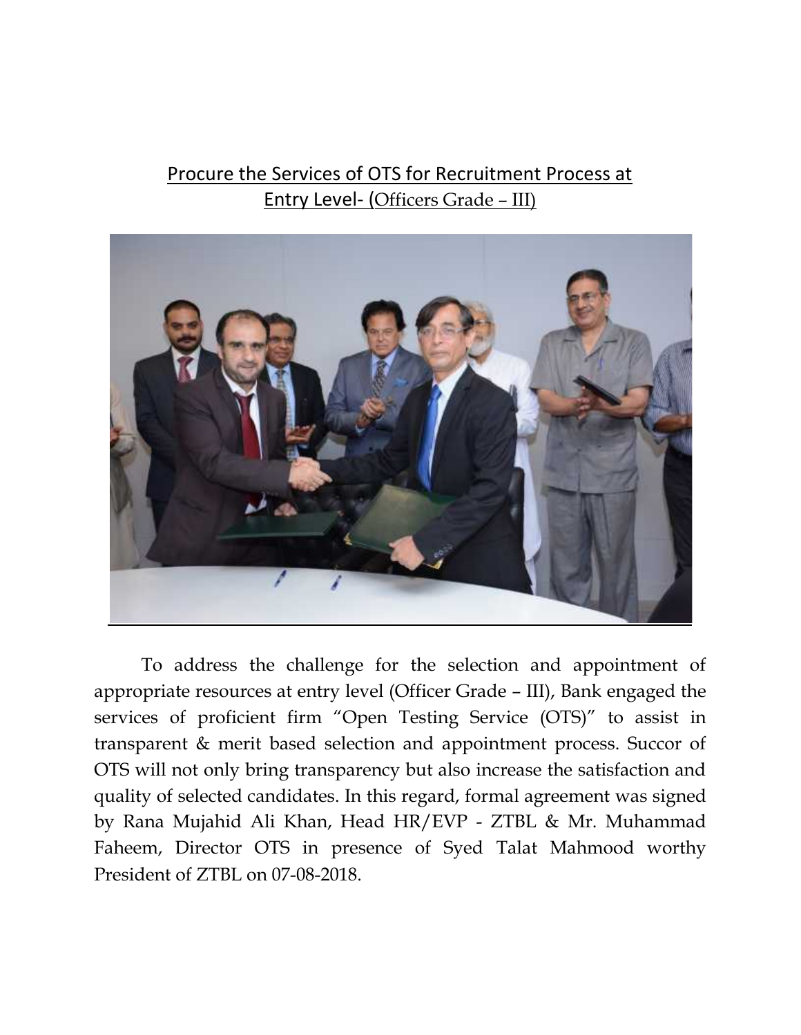# Procure the Services of OTS for Recruitment Process at Entry Level- (Officers Grade – III)

To address the challenge for the selection and appointment of appropriate resources at entry level (Officer Grade – III), Bank engaged the services of proficient firm "Open Testing Service (OTS)" to assist in transparent & merit based selection and appointment process. Succor of OTS will not only bring transparency but also increase the satisfaction and quality of selected candidates. In this regard, formal agreement was signed by Rana Mujahid Ali Khan, Head HR/EVP - ZTBL & Mr. Muhammad Faheem, Director OTS in presence of Syed Talat Mahmood worthy President of ZTBL on 07-08-2018.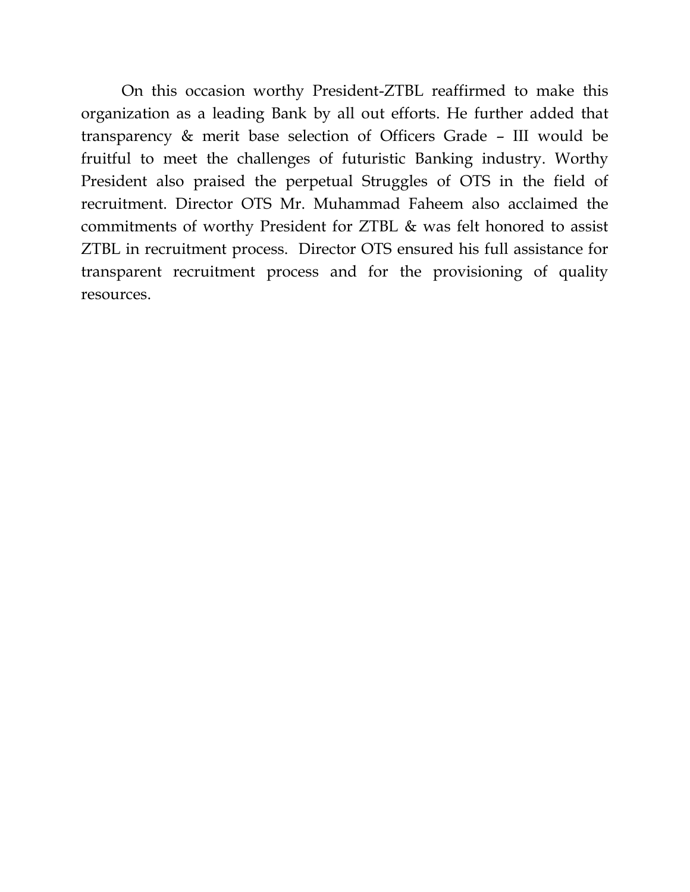On this occasion worthy President-ZTBL reaffirmed to make this organization as a leading Bank by all out efforts. He further added that transparency & merit base selection of Officers Grade – III would be fruitful to meet the challenges of futuristic Banking industry. Worthy President also praised the perpetual Struggles of OTS in the field of recruitment. Director OTS Mr. Muhammad Faheem also acclaimed the commitments of worthy President for ZTBL & was felt honored to assist ZTBL in recruitment process. Director OTS ensured his full assistance for transparent recruitment process and for the provisioning of quality resources.